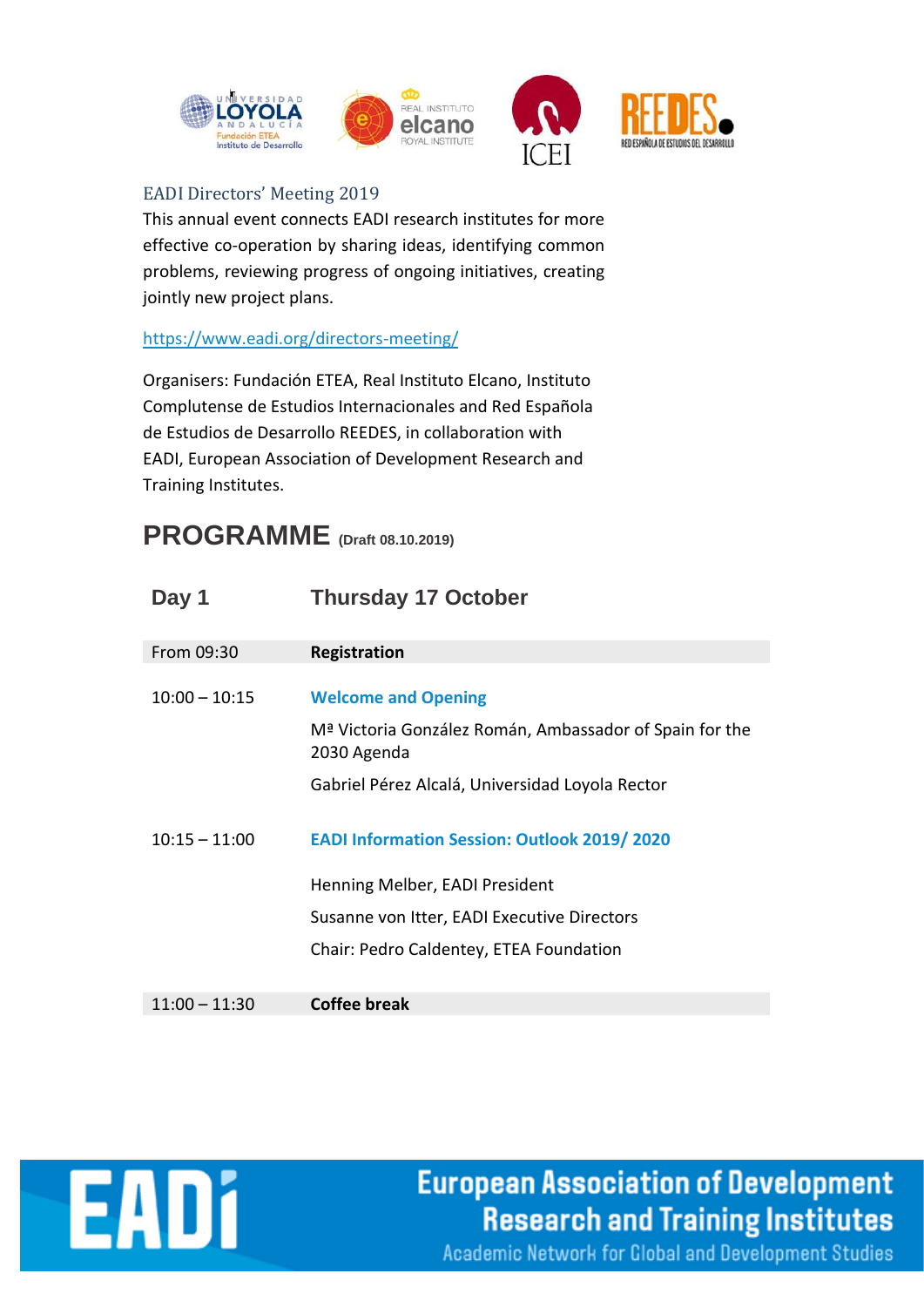## EADI Directors' Meeting 2019

This annual event connects EADI research institutes for more effective co-operation by sharing ideas, identifying common problems, reviewing progress of ongoing initiatives, creating jointly new project plans.

https://www.eadi.org/directors-meeting/

Organisers: Fundación ETEA, Real Instituto Elcano, Instituto Complutense de Estudios Internacionales and Red Española de Estudios de Desarrollo REEDES, in collaboration with EADI, European Association of Development Research and Training Institutes.

# PROGRAMME (Draft 08.10.2019)

| Day 1 | Thursday 17 October |
|---|---|
| From 09:30 | **Registration** |
| 10:00 – 10:15 | **Welcome and Opening**<br>Mª Victoria González Román, Ambassador of Spain for the 2030 Agenda<br>Gabriel Pérez Alcalá, Universidad Loyola Rector |
| 10:15 – 11:00 | **EADI Information Session: Outlook 2019/ 2020**<br>Henning Melber, EADI President<br>Susanne von Itter, EADI Executive Directors<br>Chair: Pedro Caldentey, ETEA Foundation |
| 11:00 – 11:30 | **Coffee break** |

European Association of Development Research and Training Institutes
Academic Network for Global and Development Studies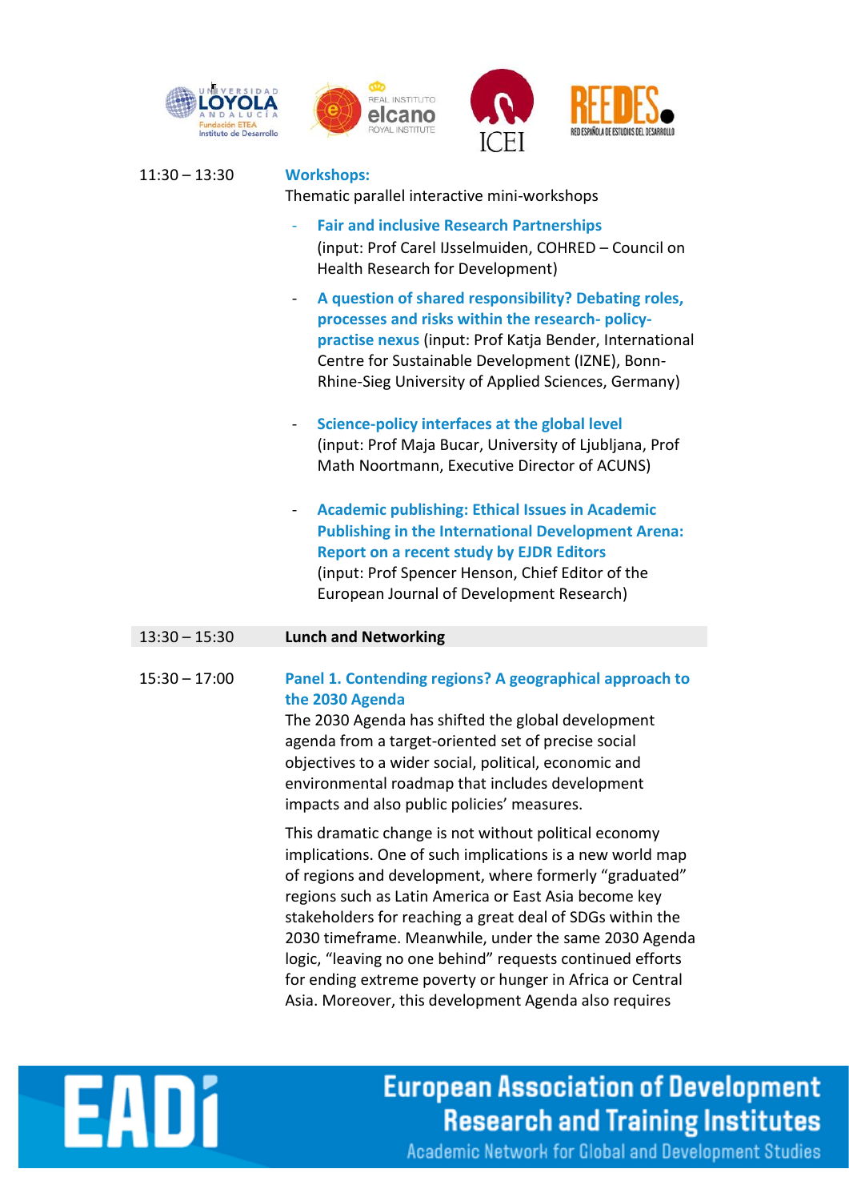11:30 – 13:30 **Workshops:**

Thematic parallel interactive mini-workshops

- **Fair and inclusive Research Partnerships** (input: Prof Carel IJsselmuiden, COHRED – Council on Health Research for Development)
- **A question of shared responsibility? Debating roles, processes and risks within the research- policy-practise nexus** (input: Prof Katja Bender, International Centre for Sustainable Development (IZNE), Bonn-Rhine-Sieg University of Applied Sciences, Germany)
- **Science-policy interfaces at the global level** (input: Prof Maja Bucar, University of Ljubljana, Prof Math Noortmann, Executive Director of ACUNS)
- **Academic publishing: Ethical Issues in Academic Publishing in the International Development Arena: Report on a recent study by EJDR Editors** (input: Prof Spencer Henson, Chief Editor of the European Journal of Development Research)

13:30 – 15:30 **Lunch and Networking**

15:30 – 17:00 **Panel 1. Contending regions? A geographical approach to the 2030 Agenda**

The 2030 Agenda has shifted the global development agenda from a target-oriented set of precise social objectives to a wider social, political, economic and environmental roadmap that includes development impacts and also public policies' measures.

This dramatic change is not without political economy implications. One of such implications is a new world map of regions and development, where formerly "graduated" regions such as Latin America or East Asia become key stakeholders for reaching a great deal of SDGs within the 2030 timeframe. Meanwhile, under the same 2030 Agenda logic, "leaving no one behind" requests continued efforts for ending extreme poverty or hunger in Africa or Central Asia. Moreover, this development Agenda also requires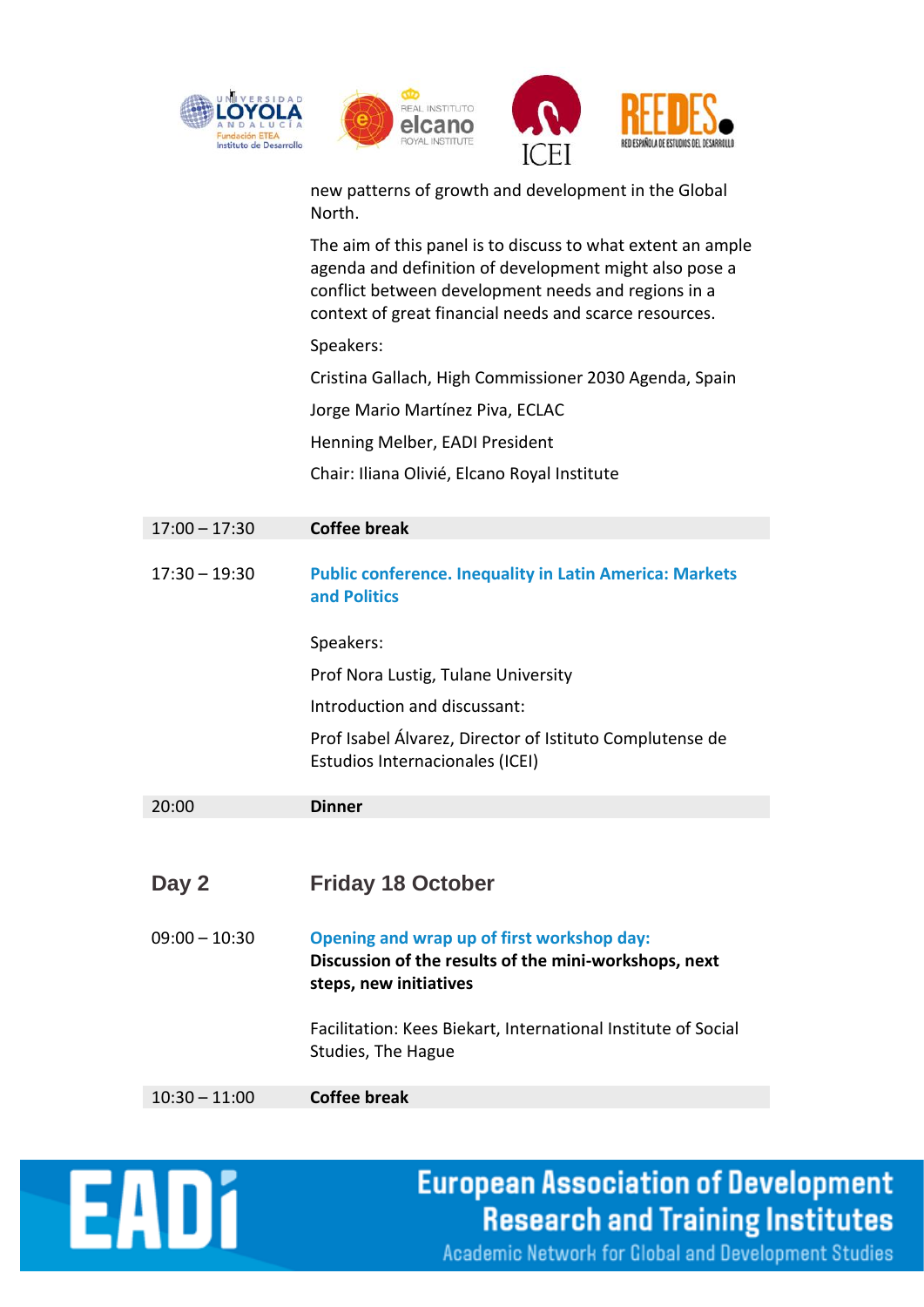new patterns of growth and development in the Global North.

The aim of this panel is to discuss to what extent an ample agenda and definition of development might also pose a conflict between development needs and regions in a context of great financial needs and scarce resources.

Speakers:

Cristina Gallach, High Commissioner 2030 Agenda, Spain

Jorge Mario Martínez Piva, ECLAC

Henning Melber, EADI President

Chair: Iliana Olivié, Elcano Royal Institute

| | |
|---|---|
| 17:00 – 17:30 | **Coffee break** |

17:30 – 19:30 **Public conference. Inequality in Latin America: Markets and Politics**

Speakers:

Prof Nora Lustig, Tulane University

Introduction and discussant:

Prof Isabel Álvarez, Director of Istituto Complutense de Estudios Internacionales (ICEI)

| | |
|---|---|
| 20:00 | **Dinner** |

## Day 2 Friday 18 October

09:00 – 10:30 **Opening and wrap up of first workshop day:**
**Discussion of the results of the mini-workshops, next steps, new initiatives**

Facilitation: Kees Biekart, International Institute of Social Studies, The Hague

| | |
|---|---|
| 10:30 – 11:00 | **Coffee break** |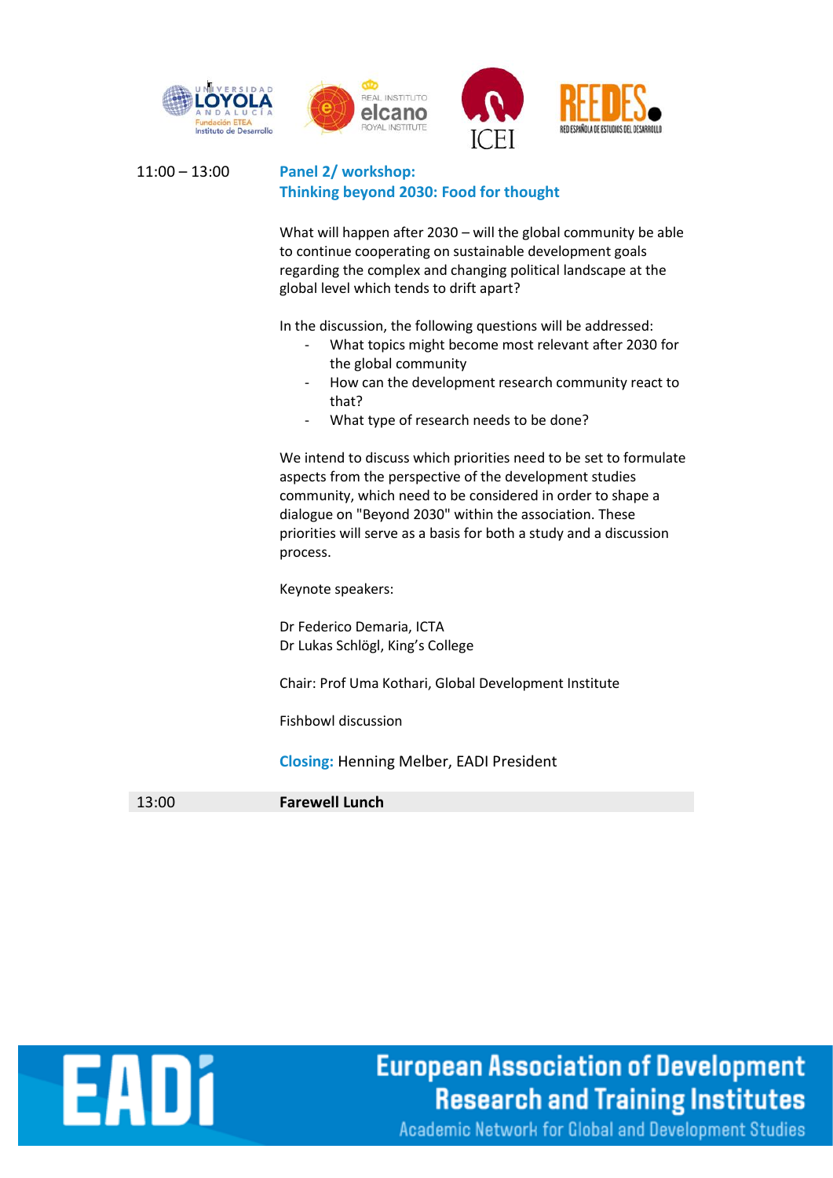11:00 – 13:00

**Panel 2/ workshop:**
**Thinking beyond 2030: Food for thought**

What will happen after 2030 – will the global community be able to continue cooperating on sustainable development goals regarding the complex and changing political landscape at the global level which tends to drift apart?

In the discussion, the following questions will be addressed:

- What topics might become most relevant after 2030 for the global community
- How can the development research community react to that?
- What type of research needs to be done?

We intend to discuss which priorities need to be set to formulate aspects from the perspective of the development studies community, which need to be considered in order to shape a dialogue on "Beyond 2030" within the association. These priorities will serve as a basis for both a study and a discussion process.

Keynote speakers:

Dr Federico Demaria, ICTA
Dr Lukas Schlögl, King's College

Chair: Prof Uma Kothari, Global Development Institute

Fishbowl discussion

**Closing:** Henning Melber, EADI President

13:00 **Farewell Lunch**